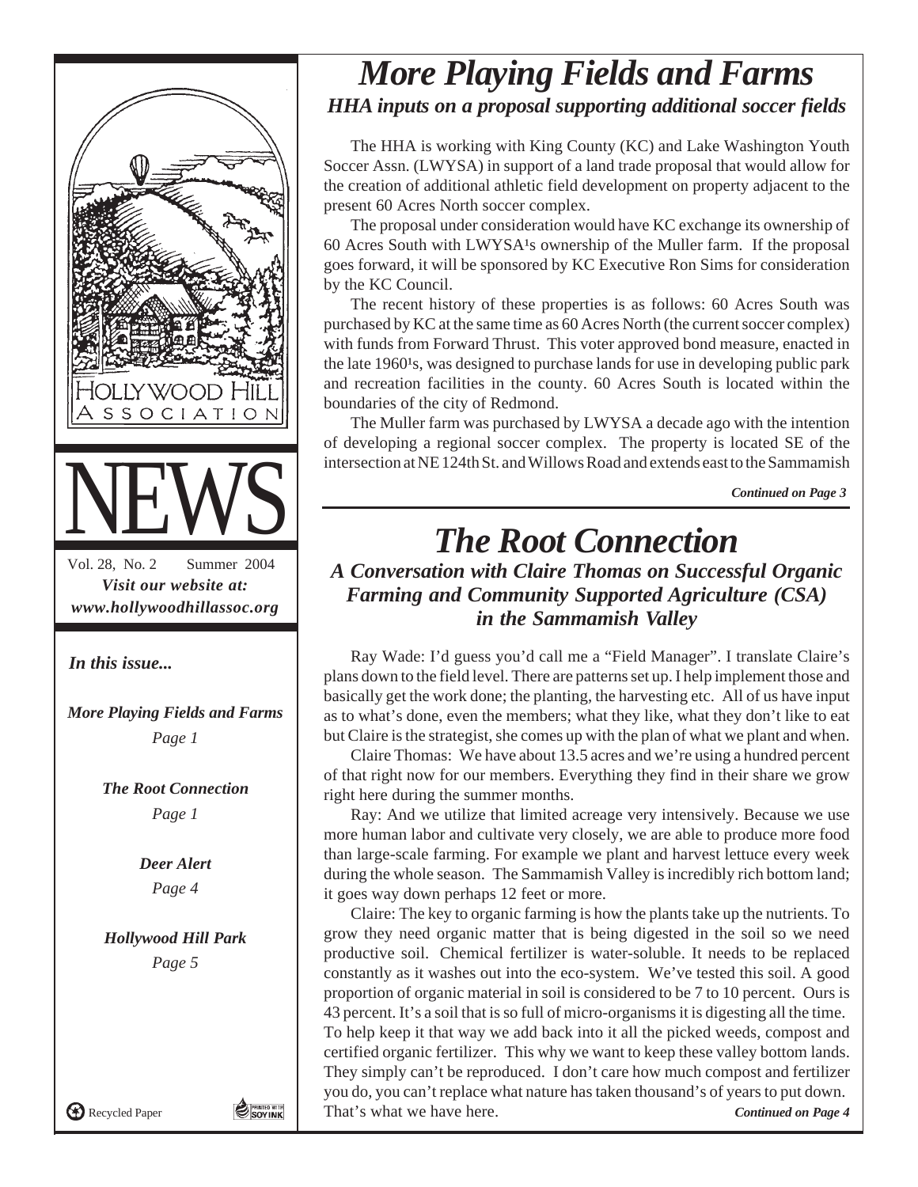# HOLLYWOOD HILL ASSOCIATION NEWS

Vol. 28, No. 2 Summer 2004

***Visit our website at: www.hollywoodhillassoc.org***

***In this issue...***

***More Playing Fields and Farms*** *Page 1*

***The Root Connection*** *Page 1*

***Deer Alert*** *Page 4*

***Hollywood Hill Park*** *Page 5*

Recycled Paper

Printed with Soy Ink

# *More Playing Fields and Farms*

## *HHA inputs on a proposal supporting additional soccer fields*

The HHA is working with King County (KC) and Lake Washington Youth Soccer Assn. (LWYSA) in support of a land trade proposal that would allow for the creation of additional athletic field development on property adjacent to the present 60 Acres North soccer complex.

The proposal under consideration would have KC exchange its ownership of 60 Acres South with LWYSA¹s ownership of the Muller farm. If the proposal goes forward, it will be sponsored by KC Executive Ron Sims for consideration by the KC Council.

The recent history of these properties is as follows: 60 Acres South was purchased by KC at the same time as 60 Acres North (the current soccer complex) with funds from Forward Thrust. This voter approved bond measure, enacted in the late 1960¹s, was designed to purchase lands for use in developing public park and recreation facilities in the county. 60 Acres South is located within the boundaries of the city of Redmond.

The Muller farm was purchased by LWYSA a decade ago with the intention of developing a regional soccer complex. The property is located SE of the intersection at NE 124th St. and Willows Road and extends east to the Sammamish

***Continued on Page 3***

# *The Root Connection*

## *A Conversation with Claire Thomas on Successful Organic Farming and Community Supported Agriculture (CSA) in the Sammamish Valley*

Ray Wade: I'd guess you'd call me a "Field Manager". I translate Claire's plans down to the field level. There are patterns set up. I help implement those and basically get the work done; the planting, the harvesting etc. All of us have input as to what's done, even the members; what they like, what they don't like to eat but Claire is the strategist, she comes up with the plan of what we plant and when.

Claire Thomas: We have about 13.5 acres and we're using a hundred percent of that right now for our members. Everything they find in their share we grow right here during the summer months.

Ray: And we utilize that limited acreage very intensively. Because we use more human labor and cultivate very closely, we are able to produce more food than large-scale farming. For example we plant and harvest lettuce every week during the whole season. The Sammamish Valley is incredibly rich bottom land; it goes way down perhaps 12 feet or more.

Claire: The key to organic farming is how the plants take up the nutrients. To grow they need organic matter that is being digested in the soil so we need productive soil. Chemical fertilizer is water-soluble. It needs to be replaced constantly as it washes out into the eco-system. We've tested this soil. A good proportion of organic material in soil is considered to be 7 to 10 percent. Ours is 43 percent. It's a soil that is so full of micro-organisms it is digesting all the time. To help keep it that way we add back into it all the picked weeds, compost and certified organic fertilizer. This why we want to keep these valley bottom lands. They simply can't be reproduced. I don't care how much compost and fertilizer you do, you can't replace what nature has taken thousand's of years to put down. That's what we have here.

***Continued on Page 4***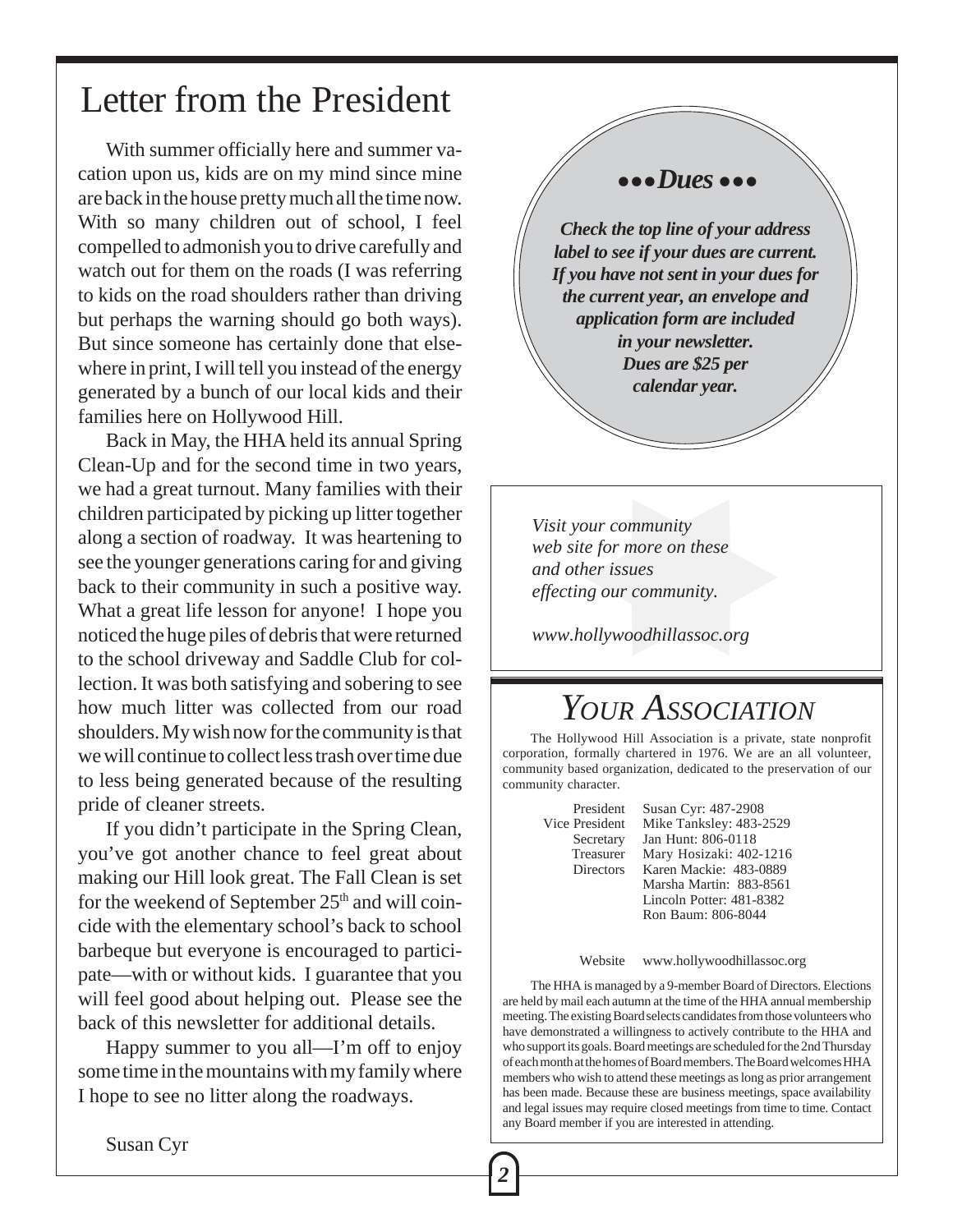# Letter from the President

With summer officially here and summer vacation upon us, kids are on my mind since mine are back in the house pretty much all the time now. With so many children out of school, I feel compelled to admonish you to drive carefully and watch out for them on the roads (I was referring to kids on the road shoulders rather than driving but perhaps the warning should go both ways). But since someone has certainly done that elsewhere in print, I will tell you instead of the energy generated by a bunch of our local kids and their families here on Hollywood Hill.

Back in May, the HHA held its annual Spring Clean-Up and for the second time in two years, we had a great turnout. Many families with their children participated by picking up litter together along a section of roadway. It was heartening to see the younger generations caring for and giving back to their community in such a positive way. What a great life lesson for anyone! I hope you noticed the huge piles of debris that were returned to the school driveway and Saddle Club for collection. It was both satisfying and sobering to see how much litter was collected from our road shoulders. My wish now for the community is that we will continue to collect less trash over time due to less being generated because of the resulting pride of cleaner streets.

If you didn't participate in the Spring Clean, you've got another chance to feel great about making our Hill look great. The Fall Clean is set for the weekend of September 25th and will coincide with the elementary school's back to school barbeque but everyone is encouraged to participate—with or without kids. I guarantee that you will feel good about helping out. Please see the back of this newsletter for additional details.

Happy summer to you all—I'm off to enjoy some time in the mountains with my family where I hope to see no litter along the roadways.

Susan Cyr

***•••Dues •••***

***Check the top line of your address label to see if your dues are current. If you have not sent in your dues for the current year, an envelope and application form are included in your newsletter. Dues are $25 per calendar year.***

*Visit your community web site for more on these and other issues effecting our community.*

*www.hollywoodhillassoc.org*

## *YOUR ASSOCIATION*

The Hollywood Hill Association is a private, state nonprofit corporation, formally chartered in 1976. We are an all volunteer, community based organization, dedicated to the preservation of our community character.

| | |
|---|---|
| President | Susan Cyr: 487-2908 |
| Vice President | Mike Tanksley: 483-2529 |
| Secretary | Jan Hunt: 806-0118 |
| Treasurer | Mary Hosizaki: 402-1216 |
| Directors | Karen Mackie: 483-0889 |
| | Marsha Martin: 883-8561 |
| | Lincoln Potter: 481-8382 |
| | Ron Baum: 806-8044 |
| Website | www.hollywoodhillassoc.org |

The HHA is managed by a 9-member Board of Directors. Elections are held by mail each autumn at the time of the HHA annual membership meeting. The existing Board selects candidates from those volunteers who have demonstrated a willingness to actively contribute to the HHA and who support its goals. Board meetings are scheduled for the 2nd Thursday of each month at the homes of Board members. The Board welcomes HHA members who wish to attend these meetings as long as prior arrangement has been made. Because these are business meetings, space availability and legal issues may require closed meetings from time to time. Contact any Board member if you are interested in attending.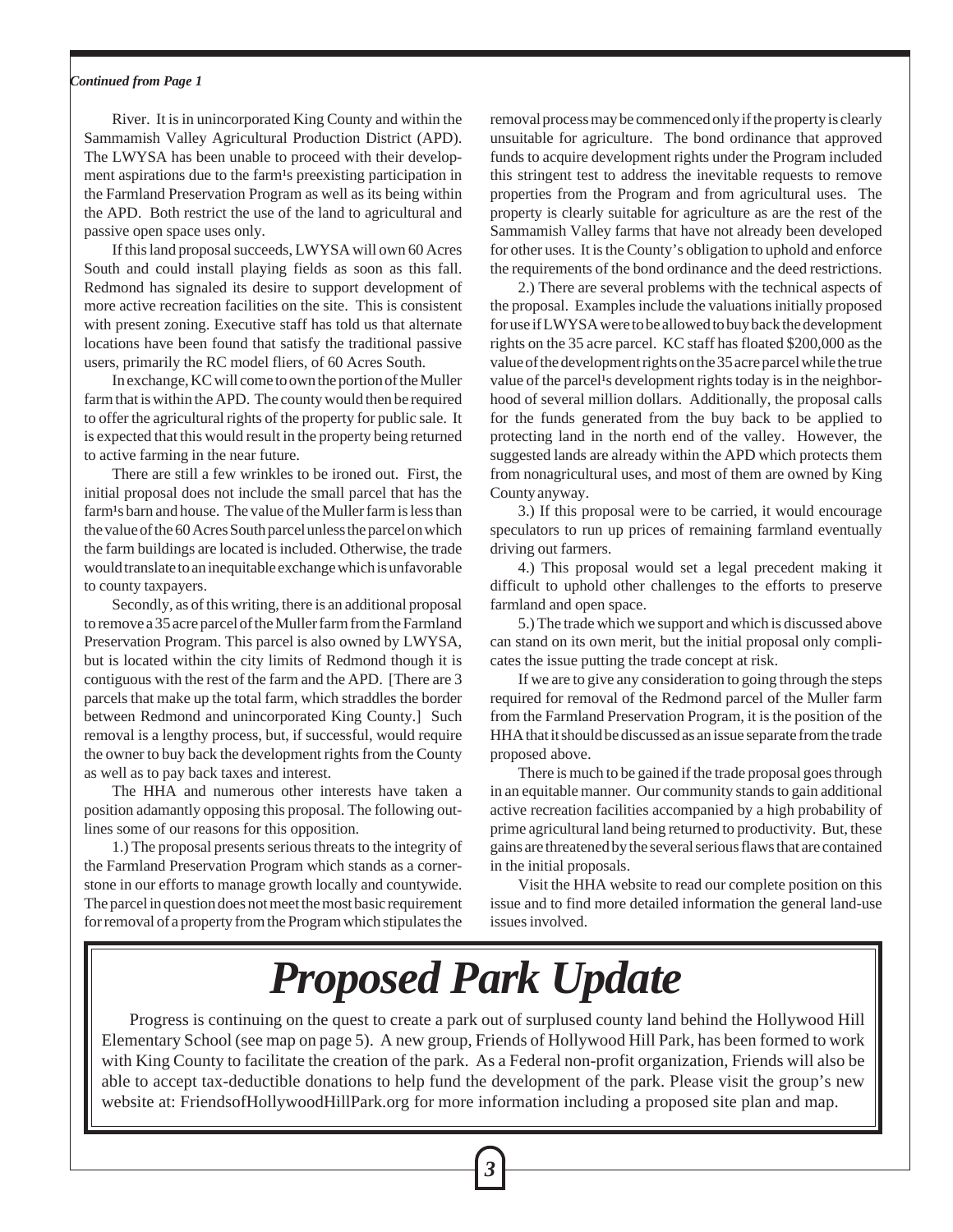*Continued from Page 1*

River. It is in unincorporated King County and within the Sammamish Valley Agricultural Production District (APD). The LWYSA has been unable to proceed with their development aspirations due to the farm¹s preexisting participation in the Farmland Preservation Program as well as its being within the APD. Both restrict the use of the land to agricultural and passive open space uses only.

If this land proposal succeeds, LWYSA will own 60 Acres South and could install playing fields as soon as this fall. Redmond has signaled its desire to support development of more active recreation facilities on the site. This is consistent with present zoning. Executive staff has told us that alternate locations have been found that satisfy the traditional passive users, primarily the RC model fliers, of 60 Acres South.

In exchange, KC will come to own the portion of the Muller farm that is within the APD. The county would then be required to offer the agricultural rights of the property for public sale. It is expected that this would result in the property being returned to active farming in the near future.

There are still a few wrinkles to be ironed out. First, the initial proposal does not include the small parcel that has the farm¹s barn and house. The value of the Muller farm is less than the value of the 60 Acres South parcel unless the parcel on which the farm buildings are located is included. Otherwise, the trade would translate to an inequitable exchange which is unfavorable to county taxpayers.

Secondly, as of this writing, there is an additional proposal to remove a 35 acre parcel of the Muller farm from the Farmland Preservation Program. This parcel is also owned by LWYSA, but is located within the city limits of Redmond though it is contiguous with the rest of the farm and the APD. [There are 3 parcels that make up the total farm, which straddles the border between Redmond and unincorporated King County.] Such removal is a lengthy process, but, if successful, would require the owner to buy back the development rights from the County as well as to pay back taxes and interest.

The HHA and numerous other interests have taken a position adamantly opposing this proposal. The following outlines some of our reasons for this opposition.

1.) The proposal presents serious threats to the integrity of the Farmland Preservation Program which stands as a cornerstone in our efforts to manage growth locally and countywide. The parcel in question does not meet the most basic requirement for removal of a property from the Program which stipulates the removal process may be commenced only if the property is clearly unsuitable for agriculture. The bond ordinance that approved funds to acquire development rights under the Program included this stringent test to address the inevitable requests to remove properties from the Program and from agricultural uses. The property is clearly suitable for agriculture as are the rest of the Sammamish Valley farms that have not already been developed for other uses. It is the County's obligation to uphold and enforce the requirements of the bond ordinance and the deed restrictions.

2.) There are several problems with the technical aspects of the proposal. Examples include the valuations initially proposed for use if LWYSA were to be allowed to buy back the development rights on the 35 acre parcel. KC staff has floated $200,000 as the value of the development rights on the 35 acre parcel while the true value of the parcel¹s development rights today is in the neighborhood of several million dollars. Additionally, the proposal calls for the funds generated from the buy back to be applied to protecting land in the north end of the valley. However, the suggested lands are already within the APD which protects them from nonagricultural uses, and most of them are owned by King County anyway.

3.) If this proposal were to be carried, it would encourage speculators to run up prices of remaining farmland eventually driving out farmers.

4.) This proposal would set a legal precedent making it difficult to uphold other challenges to the efforts to preserve farmland and open space.

5.) The trade which we support and which is discussed above can stand on its own merit, but the initial proposal only complicates the issue putting the trade concept at risk.

If we are to give any consideration to going through the steps required for removal of the Redmond parcel of the Muller farm from the Farmland Preservation Program, it is the position of the HHA that it should be discussed as an issue separate from the trade proposed above.

There is much to be gained if the trade proposal goes through in an equitable manner. Our community stands to gain additional active recreation facilities accompanied by a high probability of prime agricultural land being returned to productivity. But, these gains are threatened by the several serious flaws that are contained in the initial proposals.

Visit the HHA website to read our complete position on this issue and to find more detailed information the general land-use issues involved.

# *Proposed Park Update*

Progress is continuing on the quest to create a park out of surplused county land behind the Hollywood Hill Elementary School (see map on page 5). A new group, Friends of Hollywood Hill Park, has been formed to work with King County to facilitate the creation of the park. As a Federal non-profit organization, Friends will also be able to accept tax-deductible donations to help fund the development of the park. Please visit the group's new website at: FriendsofHollywoodHillPark.org for more information including a proposed site plan and map.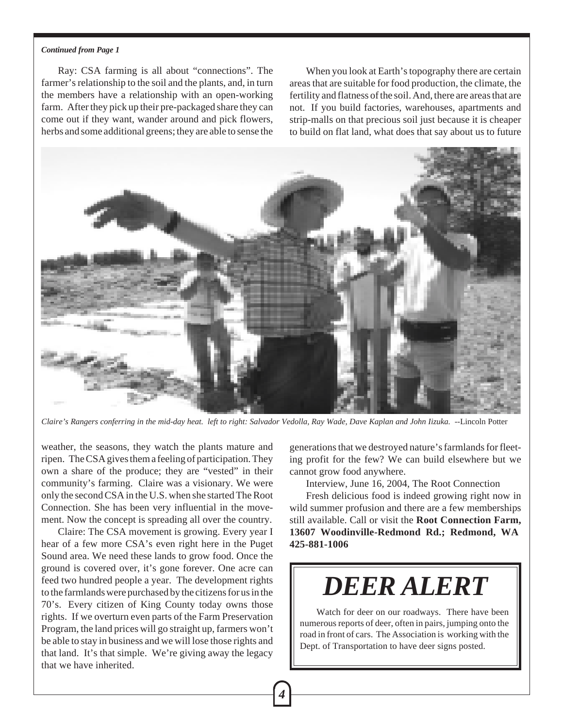*Continued from Page 1*

Ray: CSA farming is all about "connections". The farmer's relationship to the soil and the plants, and, in turn the members have a relationship with an open-working farm. After they pick up their pre-packaged share they can come out if they want, wander around and pick flowers, herbs and some additional greens; they are able to sense the weather, the seasons, they watch the plants mature and ripen. The CSA gives them a feeling of participation. They own a share of the produce; they are "vested" in their community's farming. Claire was a visionary. We were only the second CSA in the U.S. when she started The Root Connection. She has been very influential in the movement. Now the concept is spreading all over the country.

Claire: The CSA movement is growing. Every year I hear of a few more CSA's even right here in the Puget Sound area. We need these lands to grow food. Once the ground is covered over, it's gone forever. One acre can feed two hundred people a year. The development rights to the farmlands were purchased by the citizens for us in the 70's. Every citizen of King County today owns those rights. If we overturn even parts of the Farm Preservation Program, the land prices will go straight up, farmers won't be able to stay in business and we will lose those rights and that land. It's that simple. We're giving away the legacy that we have inherited.

When you look at Earth's topography there are certain areas that are suitable for food production, the climate, the fertility and flatness of the soil. And, there are areas that are not. If you build factories, warehouses, apartments and strip-malls on that precious soil just because it is cheaper to build on flat land, what does that say about us to future generations that we destroyed nature's farmlands for fleeting profit for the few? We can build elsewhere but we cannot grow food anywhere.

Interview, June 16, 2004, The Root Connection

Fresh delicious food is indeed growing right now in wild summer profusion and there are a few memberships still available. Call or visit the **Root Connection Farm, 13607 Woodinville-Redmond Rd.; Redmond, WA 425-881-1006**

*Claire's Rangers conferring in the mid-day heat. left to right: Salvador Vedolla, Ray Wade, Dave Kaplan and John Iizuka.* --Lincoln Potter

# *DEER ALERT*

Watch for deer on our roadways. There have been numerous reports of deer, often in pairs, jumping onto the road in front of cars. The Association is working with the Dept. of Transportation to have deer signs posted.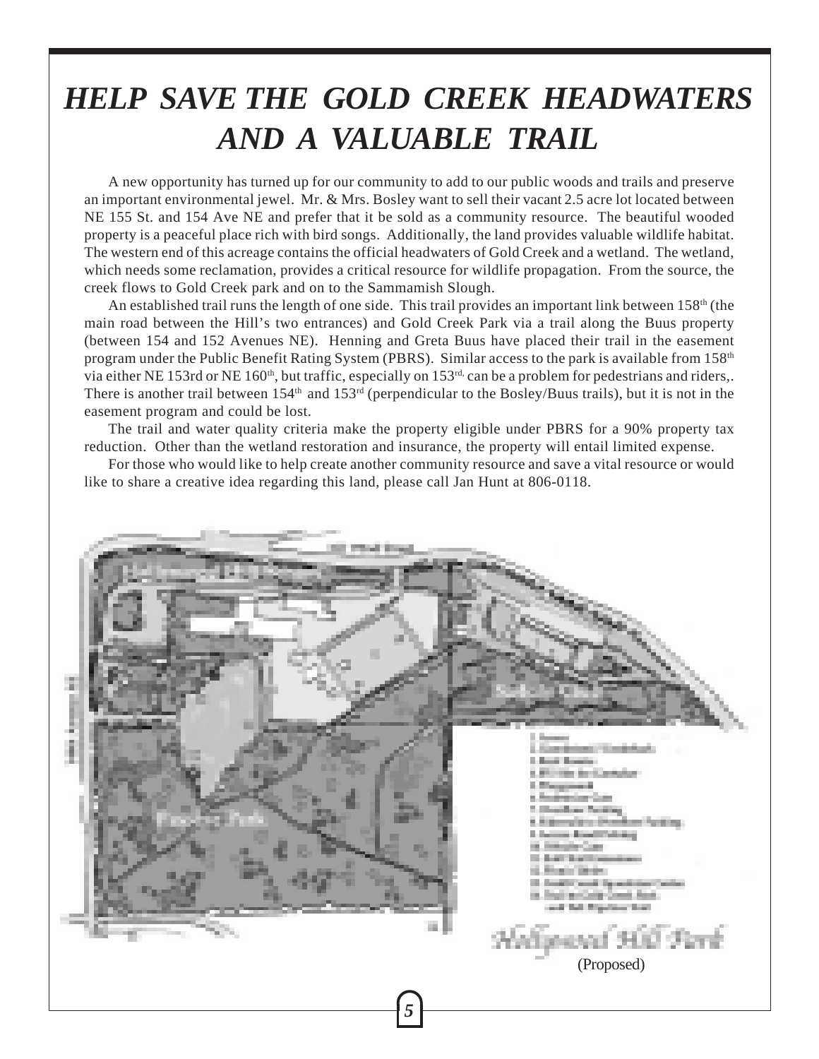# *HELP SAVE THE GOLD CREEK HEADWATERS AND A VALUABLE TRAIL*

A new opportunity has turned up for our community to add to our public woods and trails and preserve an important environmental jewel. Mr. & Mrs. Bosley want to sell their vacant 2.5 acre lot located between NE 155 St. and 154 Ave NE and prefer that it be sold as a community resource. The beautiful wooded property is a peaceful place rich with bird songs. Additionally, the land provides valuable wildlife habitat. The western end of this acreage contains the official headwaters of Gold Creek and a wetland. The wetland, which needs some reclamation, provides a critical resource for wildlife propagation. From the source, the creek flows to Gold Creek park and on to the Sammamish Slough.

An established trail runs the length of one side. This trail provides an important link between 158th (the main road between the Hill's two entrances) and Gold Creek Park via a trail along the Buus property (between 154 and 152 Avenues NE). Henning and Greta Buus have placed their trail in the easement program under the Public Benefit Rating System (PBRS). Similar access to the park is available from 158th via either NE 153rd or NE 160th, but traffic, especially on 153rd, can be a problem for pedestrians and riders,. There is another trail between 154th and 153rd (perpendicular to the Bosley/Buus trails), but it is not in the easement program and could be lost.

The trail and water quality criteria make the property eligible under PBRS for a 90% property tax reduction. Other than the wetland restoration and insurance, the property will entail limited expense.

For those who would like to help create another community resource and save a vital resource or would like to share a creative idea regarding this land, please call Jan Hunt at 806-0118.

Hollywood Hill Park

(Proposed)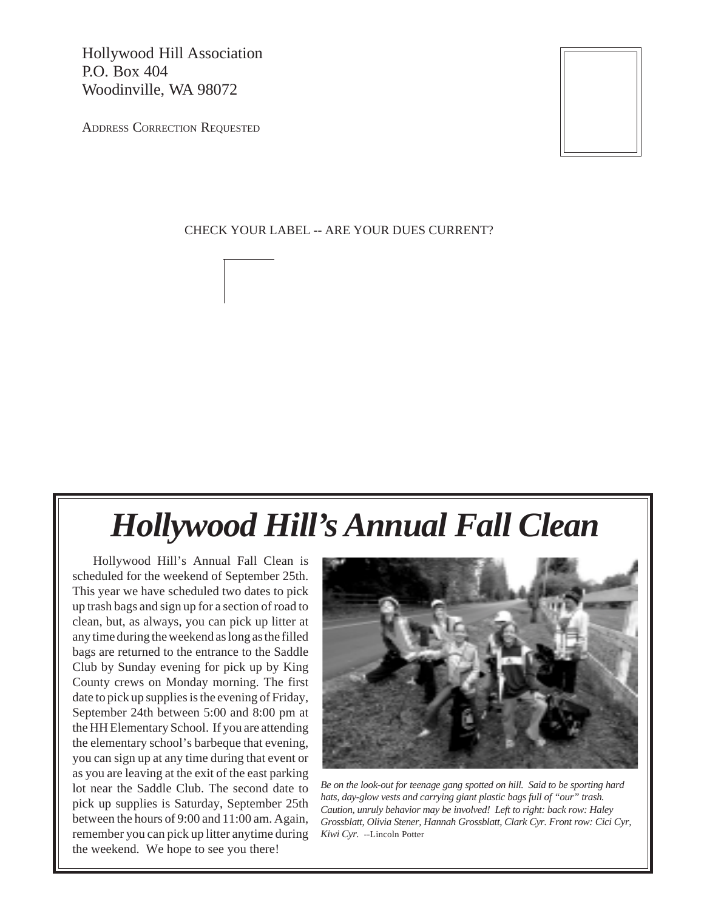Hollywood Hill Association
P.O. Box 404
Woodinville, WA 98072

Address Correction Requested

CHECK YOUR LABEL -- ARE YOUR DUES CURRENT?

# *Hollywood Hill's Annual Fall Clean*

Hollywood Hill's Annual Fall Clean is scheduled for the weekend of September 25th. This year we have scheduled two dates to pick up trash bags and sign up for a section of road to clean, but, as always, you can pick up litter at any time during the weekend as long as the filled bags are returned to the entrance to the Saddle Club by Sunday evening for pick up by King County crews on Monday morning. The first date to pick up supplies is the evening of Friday, September 24th between 5:00 and 8:00 pm at the HH Elementary School. If you are attending the elementary school's barbeque that evening, you can sign up at any time during that event or as you are leaving at the exit of the east parking lot near the Saddle Club. The second date to pick up supplies is Saturday, September 25th between the hours of 9:00 and 11:00 am. Again, remember you can pick up litter anytime during the weekend. We hope to see you there!

*Be on the look-out for teenage gang spotted on hill. Said to be sporting hard hats, day-glow vests and carrying giant plastic bags full of "our" trash. Caution, unruly behavior may be involved! Left to right: back row: Haley Grossblatt, Olivia Stener, Hannah Grossblatt, Clark Cyr. Front row: Cici Cyr, Kiwi Cyr.* --Lincoln Potter